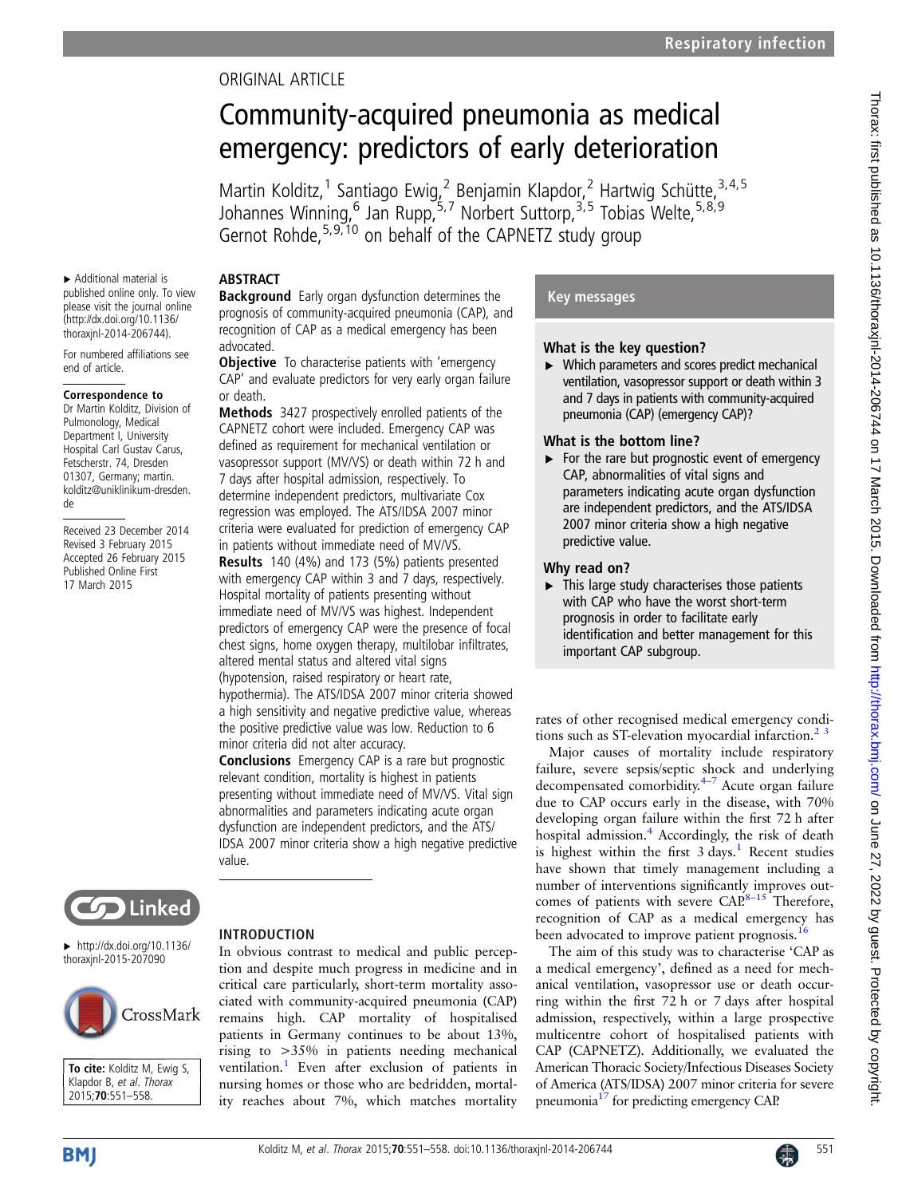ORIGINAL ARTICLE

# Community-acquired pneumonia as medical emergency: predictors of early deterioration

Martin Kolditz,[1] Santiago Ewig,[2] Benjamin Klapdor,[2] Hartwig Schütte,[3,4,5] Johannes Winning,[6] Jan Rupp,[5,7] Norbert Suttorp,[3,5] Tobias Welte,[5,8,9] Gernot Rohde,[5,9,10] on behalf of the CAPNETZ study group

▸ Additional material is published online only. To view please visit the journal online (http://dx.doi.org/10.1136/thoraxjnl-2014-206744).

For numbered affiliations see end of article.

**Correspondence to**
Dr Martin Kolditz, Division of Pulmonology, Medical Department I, University Hospital Carl Gustav Carus, Fetscherstr. 74, Dresden 01307, Germany; martin.kolditz@uniklinikum-dresden.de

Received 23 December 2014
Revised 3 February 2015
Accepted 26 February 2015
Published Online First 17 March 2015

▸ http://dx.doi.org/10.1136/thoraxjnl-2015-207090

**To cite:** Kolditz M, Ewig S, Klapdor B, *et al*. *Thorax* 2015;**70**:551–558.

## ABSTRACT

**Background** Early organ dysfunction determines the prognosis of community-acquired pneumonia (CAP), and recognition of CAP as a medical emergency has been advocated.

**Objective** To characterise patients with 'emergency CAP' and evaluate predictors for very early organ failure or death.

**Methods** 3427 prospectively enrolled patients of the CAPNETZ cohort were included. Emergency CAP was defined as requirement for mechanical ventilation or vasopressor support (MV/VS) or death within 72 h and 7 days after hospital admission, respectively. To determine independent predictors, multivariate Cox regression was employed. The ATS/IDSA 2007 minor criteria were evaluated for prediction of emergency CAP in patients without immediate need of MV/VS.

**Results** 140 (4%) and 173 (5%) patients presented with emergency CAP within 3 and 7 days, respectively. Hospital mortality of patients presenting without immediate need of MV/VS was highest. Independent predictors of emergency CAP were the presence of focal chest signs, home oxygen therapy, multilobar infiltrates, altered mental status and altered vital signs (hypotension, raised respiratory or heart rate, hypothermia). The ATS/IDSA 2007 minor criteria showed a high sensitivity and negative predictive value, whereas the positive predictive value was low. Reduction to 6 minor criteria did not alter accuracy.

**Conclusions** Emergency CAP is a rare but prognostic relevant condition, mortality is highest in patients presenting without immediate need of MV/VS. Vital sign abnormalities and parameters indicating acute organ dysfunction are independent predictors, and the ATS/IDSA 2007 minor criteria show a high negative predictive value.

## Key messages

### What is the key question?

▸ Which parameters and scores predict mechanical ventilation, vasopressor support or death within 3 and 7 days in patients with community-acquired pneumonia (CAP) (emergency CAP)?

### What is the bottom line?

▸ For the rare but prognostic event of emergency CAP, abnormalities of vital signs and parameters indicating acute organ dysfunction are independent predictors, and the ATS/IDSA 2007 minor criteria show a high negative predictive value.

### Why read on?

▸ This large study characterises those patients with CAP who have the worst short-term prognosis in order to facilitate early identification and better management for this important CAP subgroup.

## INTRODUCTION

In obvious contrast to medical and public perception and despite much progress in medicine and in critical care particularly, short-term mortality associated with community-acquired pneumonia (CAP) remains high. CAP mortality of hospitalised patients in Germany continues to be about 13%, rising to >35% in patients needing mechanical ventilation.[1] Even after exclusion of patients in nursing homes or those who are bedridden, mortality reaches about 7%, which matches mortality rates of other recognised medical emergency conditions such as ST-elevation myocardial infarction.[2 3]

Major causes of mortality include respiratory failure, severe sepsis/septic shock and underlying decompensated comorbidity.[4–7] Acute organ failure due to CAP occurs early in the disease, with 70% developing organ failure within the first 72 h after hospital admission.[4] Accordingly, the risk of death is highest within the first 3 days.[1] Recent studies have shown that timely management including a number of interventions significantly improves outcomes of patients with severe CAP.[8–15] Therefore, recognition of CAP as a medical emergency has been advocated to improve patient prognosis.[16]

The aim of this study was to characterise 'CAP as a medical emergency', defined as a need for mechanical ventilation, vasopressor use or death occurring within the first 72 h or 7 days after hospital admission, respectively, within a large prospective multicentre cohort of hospitalised patients with CAP (CAPNETZ). Additionally, we evaluated the American Thoracic Society/Infectious Diseases Society of America (ATS/IDSA) 2007 minor criteria for severe pneumonia[17] for predicting emergency CAP.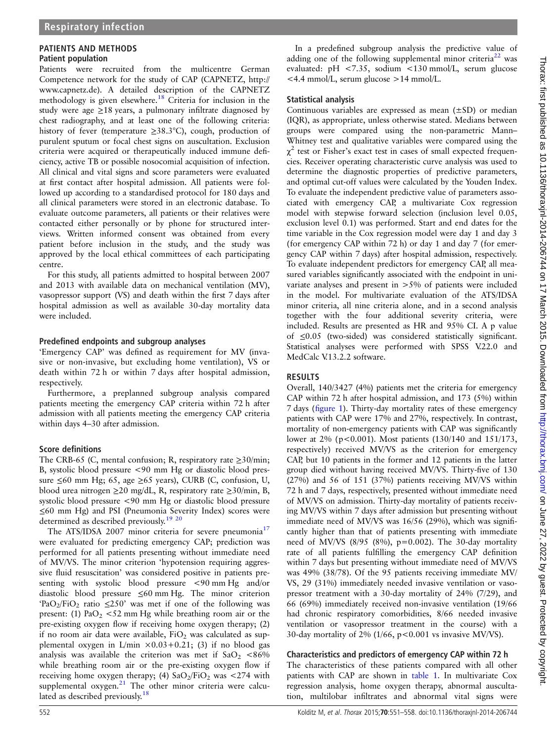## PATIENTS AND METHODS

### Patient population

Patients were recruited from the multicentre German Competence network for the study of CAP (CAPNETZ, http://www.capnetz.de). A detailed description of the CAPNETZ methodology is given elsewhere.[18] Criteria for inclusion in the study were age ≥18 years, a pulmonary infiltrate diagnosed by chest radiography, and at least one of the following criteria: history of fever (temperature ≥38.3°C), cough, production of purulent sputum or focal chest signs on auscultation. Exclusion criteria were acquired or therapeutically induced immune deficiency, active TB or possible nosocomial acquisition of infection. All clinical and vital signs and score parameters were evaluated at first contact after hospital admission. All patients were followed up according to a standardised protocol for 180 days and all clinical parameters were stored in an electronic database. To evaluate outcome parameters, all patients or their relatives were contacted either personally or by phone for structured interviews. Written informed consent was obtained from every patient before inclusion in the study, and the study was approved by the local ethical committees of each participating centre.

For this study, all patients admitted to hospital between 2007 and 2013 with available data on mechanical ventilation (MV), vasopressor support (VS) and death within the first 7 days after hospital admission as well as available 30-day mortality data were included.

### Predefined endpoints and subgroup analyses

'Emergency CAP' was defined as requirement for MV (invasive or non-invasive, but excluding home ventilation), VS or death within 72 h or within 7 days after hospital admission, respectively.

Furthermore, a preplanned subgroup analysis compared patients meeting the emergency CAP criteria within 72 h after admission with all patients meeting the emergency CAP criteria within days 4–30 after admission.

### Score definitions

The CRB-65 (C, mental confusion; R, respiratory rate ≥30/min; B, systolic blood pressure <90 mm Hg or diastolic blood pressure ≤60 mm Hg; 65, age ≥65 years), CURB (C, confusion, U, blood urea nitrogen ≥20 mg/dL, R, respiratory rate ≥30/min, B, systolic blood pressure <90 mm Hg or diastolic blood pressure ≤60 mm Hg) and PSI (Pneumonia Severity Index) scores were determined as described previously.[19 20]

The ATS/IDSA 2007 minor criteria for severe pneumonia[17] were evaluated for predicting emergency CAP; prediction was performed for all patients presenting without immediate need of MV/VS. The minor criterion 'hypotension requiring aggressive fluid resuscitation' was considered positive in patients presenting with systolic blood pressure <90 mm Hg and/or diastolic blood pressure ≤60 mm Hg. The minor criterion '$PaO_2/FiO_2$ ratio ≤250' was met if one of the following was present: (1) $PaO_2$ <52 mm Hg while breathing room air or the pre-existing oxygen flow if receiving home oxygen therapy; (2) if no room air data were available, $FiO_2$ was calculated as supplemental oxygen in L/min ×0.03+0.21; (3) if no blood gas analysis was available the criterion was met if $SaO_2$ <86% while breathing room air or the pre-existing oxygen flow if receiving home oxygen therapy; (4) $SaO_2/FiO_2$ was <274 with supplemental oxygen.[21] The other minor criteria were calculated as described previously.[18]

In a predefined subgroup analysis the predictive value of adding one of the following supplemental minor criteria[22] was evaluated: pH <7.35, sodium <130 mmol/L, serum glucose <4.4 mmol/L, serum glucose >14 mmol/L.

### Statistical analysis

Continuous variables are expressed as mean (±SD) or median (IQR), as appropriate, unless otherwise stated. Medians between groups were compared using the non-parametric Mann–Whitney test and qualitative variables were compared using the $\chi^2$ test or Fisher's exact test in cases of small expected frequencies. Receiver operating characteristic curve analysis was used to determine the diagnostic properties of predictive parameters, and optimal cut-off values were calculated by the Youden Index. To evaluate the independent predictive value of parameters associated with emergency CAP, a multivariate Cox regression model with stepwise forward selection (inclusion level 0.05, exclusion level 0.1) was performed. Start and end dates for the time variable in the Cox regression model were day 1 and day 3 (for emergency CAP within 72 h) or day 1 and day 7 (for emergency CAP within 7 days) after hospital admission, respectively. To evaluate independent predictors for emergency CAP, all measured variables significantly associated with the endpoint in univariate analyses and present in >5% of patients were included in the model. For multivariate evaluation of the ATS/IDSA minor criteria, all nine criteria alone, and in a second analysis together with the four additional severity criteria, were included. Results are presented as HR and 95% CI. A p value of ≤0.05 (two-sided) was considered statistically significant. Statistical analyses were performed with SPSS V.22.0 and MedCalc V.13.2.2 software.

## RESULTS

Overall, 140/3427 (4%) patients met the criteria for emergency CAP within 72 h after hospital admission, and 173 (5%) within 7 days (figure 1). Thirty-day mortality rates of these emergency patients with CAP were 17% and 27%, respectively. In contrast, mortality of non-emergency patients with CAP was significantly lower at 2% (p<0.001). Most patients (130/140 and 151/173, respectively) received MV/VS as the criterion for emergency CAP, but 10 patients in the former and 12 patients in the latter group died without having received MV/VS. Thirty-five of 130 (27%) and 56 of 151 (37%) patients receiving MV/VS within 72 h and 7 days, respectively, presented without immediate need of MV/VS on admission. Thirty-day mortality of patients receiving MV/VS within 7 days after admission but presenting without immediate need of MV/VS was 16/56 (29%), which was significantly higher than that of patients presenting with immediate need of MV/VS (8/95 (8%), p=0.002). The 30-day mortality rate of all patients fulfilling the emergency CAP definition within 7 days but presenting without immediate need of MV/VS was 49% (38/78). Of the 95 patients receiving immediate MV/VS, 29 (31%) immediately needed invasive ventilation or vasopressor treatment with a 30-day mortality of 24% (7/29), and 66 (69%) immediately received non-invasive ventilation (19/66 had chronic respiratory comorbidities, 8/66 needed invasive ventilation or vasopressor treatment in the course) with a 30-day mortality of 2% (1/66, p<0.001 vs invasive MV/VS).

### Characteristics and predictors of emergency CAP within 72 h

The characteristics of these patients compared with all other patients with CAP are shown in table 1. In multivariate Cox regression analysis, home oxygen therapy, abnormal auscultation, multilobar infiltrates and abnormal vital signs were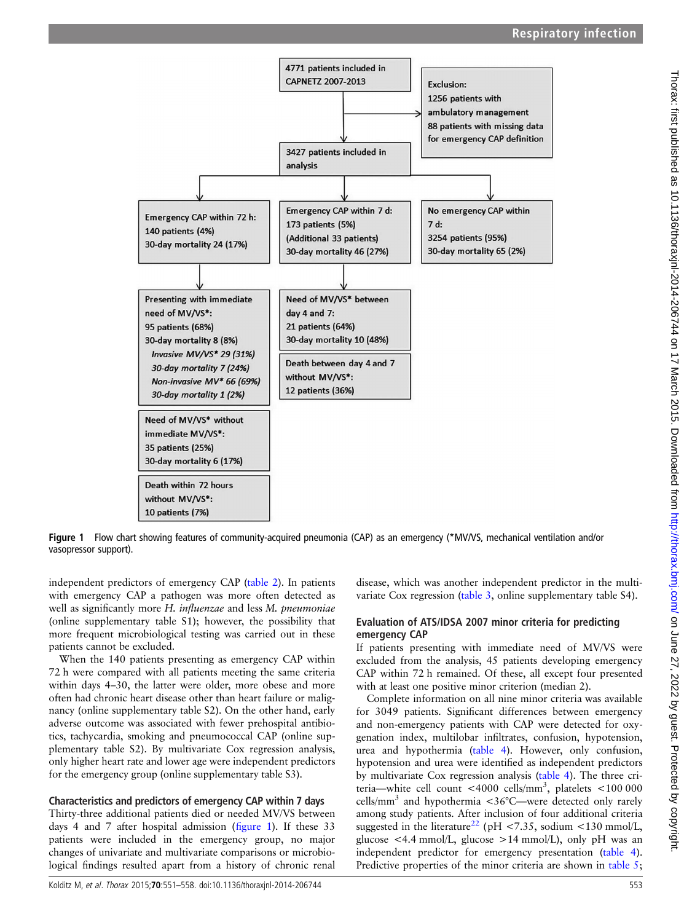4771 patients included in CAPNETZ 2007-2013

Exclusion:
1256 patients with ambulatory management
88 patients with missing data for emergency CAP definition

3427 patients included in analysis

Emergency CAP within 72 h:
140 patients (4%)
30-day mortality 24 (17%)

Emergency CAP within 7 d:
173 patients (5%)
(Additional 33 patients)
30-day mortality 46 (27%)

No emergency CAP within 7 d:
3254 patients (95%)
30-day mortality 65 (2%)

Presenting with immediate need of MV/VS*:
95 patients (68%)
30-day mortality 8 (8%)
*Invasive MV/VS* 29 (31%)*
*30-day mortality 7 (24%)*
*Non-invasive MV* 66 (69%)*
*30-day mortality 1 (2%)*

Need of MV/VS* without immediate MV/VS*:
35 patients (25%)
30-day mortality 6 (17%)

Death within 72 hours without MV/VS*:
10 patients (7%)

Need of MV/VS* between day 4 and 7:
21 patients (64%)
30-day mortality 10 (48%)

Death between day 4 and 7 without MV/VS*:
12 patients (36%)

**Figure 1** Flow chart showing features of community-acquired pneumonia (CAP) as an emergency (*MV/VS, mechanical ventilation and/or vasopressor support).

independent predictors of emergency CAP (table 2). In patients with emergency CAP a pathogen was more often detected as well as significantly more *H. influenzae* and less *M. pneumoniae* (online supplementary table S1); however, the possibility that more frequent microbiological testing was carried out in these patients cannot be excluded.

When the 140 patients presenting as emergency CAP within 72 h were compared with all patients meeting the same criteria within days 4–30, the latter were older, more obese and more often had chronic heart disease other than heart failure or malignancy (online supplementary table S2). On the other hand, early adverse outcome was associated with fewer prehospital antibiotics, tachycardia, smoking and pneumococcal CAP (online supplementary table S2). By multivariate Cox regression analysis, only higher heart rate and lower age were independent predictors for the emergency group (online supplementary table S3).

### Characteristics and predictors of emergency CAP within 7 days

Thirty-three additional patients died or needed MV/VS between days 4 and 7 after hospital admission (figure 1). If these 33 patients were included in the emergency group, no major changes of univariate and multivariate comparisons or microbiological findings resulted apart from a history of chronic renal disease, which was another independent predictor in the multivariate Cox regression (table 3, online supplementary table S4).

### Evaluation of ATS/IDSA 2007 minor criteria for predicting emergency CAP

If patients presenting with immediate need of MV/VS were excluded from the analysis, 45 patients developing emergency CAP within 72 h remained. Of these, all except four presented with at least one positive minor criterion (median 2).

Complete information on all nine minor criteria was available for 3049 patients. Significant differences between emergency and non-emergency patients with CAP were detected for oxygenation index, multilobar infiltrates, confusion, hypotension, urea and hypothermia (table 4). However, only confusion, hypotension and urea were identified as independent predictors by multivariate Cox regression analysis (table 4). The three criteria—white cell count <4000 cells/mm$^3$, platelets <100 000 cells/mm$^3$ and hypothermia <36°C—were detected only rarely among study patients. After inclusion of four additional criteria suggested in the literature[22] (pH <7.35, sodium <130 mmol/L, glucose <4.4 mmol/L, glucose >14 mmol/L), only pH was an independent predictor for emergency presentation (table 4). Predictive properties of the minor criteria are shown in table 5;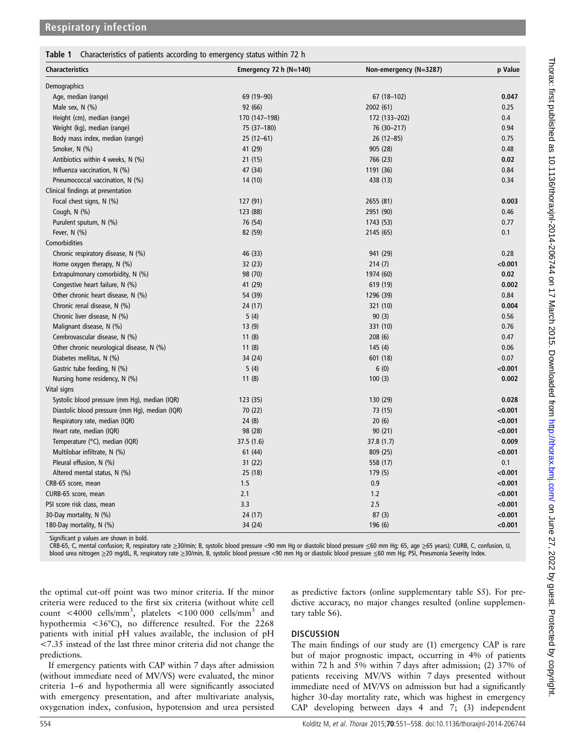**Table 1** Characteristics of patients according to emergency status within 72 h

| Characteristics | Emergency 72 h (N=140) | Non-emergency (N=3287) | p Value |
|---|---|---|---|
| Demographics | | | |
| Age, median (range) | 69 (19–90) | 67 (18–102) | **0.047** |
| Male sex, N (%) | 92 (66) | 2002 (61) | 0.25 |
| Height (cm), median (range) | 170 (147–198) | 172 (133–202) | 0.4 |
| Weight (kg), median (range) | 75 (37–180) | 76 (30–217) | 0.94 |
| Body mass index, median (range) | 25 (12–61) | 26 (12–85) | 0.75 |
| Smoker, N (%) | 41 (29) | 905 (28) | 0.48 |
| Antibiotics within 4 weeks, N (%) | 21 (15) | 766 (23) | **0.02** |
| Influenza vaccination, N (%) | 47 (34) | 1191 (36) | 0.84 |
| Pneumococcal vaccination, N (%) | 14 (10) | 438 (13) | 0.34 |
| Clinical findings at presentation | | | |
| Focal chest signs, N (%) | 127 (91) | 2655 (81) | **0.003** |
| Cough, N (%) | 123 (88) | 2951 (90) | 0.46 |
| Purulent sputum, N (%) | 76 (54) | 1743 (53) | 0.77 |
| Fever, N (%) | 82 (59) | 2145 (65) | 0.1 |
| Comorbidities | | | |
| Chronic respiratory disease, N (%) | 46 (33) | 941 (29) | 0.28 |
| Home oxygen therapy, N (%) | 32 (23) | 214 (7) | **<0.001** |
| Extrapulmonary comorbidity, N (%) | 98 (70) | 1974 (60) | **0.02** |
| Congestive heart failure, N (%) | 41 (29) | 619 (19) | **0.002** |
| Other chronic heart disease, N (%) | 54 (39) | 1296 (39) | 0.84 |
| Chronic renal disease, N (%) | 24 (17) | 321 (10) | **0.004** |
| Chronic liver disease, N (%) | 5 (4) | 90 (3) | 0.56 |
| Malignant disease, N (%) | 13 (9) | 331 (10) | 0.76 |
| Cerebrovascular disease, N (%) | 11 (8) | 208 (6) | 0.47 |
| Other chronic neurological disease, N (%) | 11 (8) | 145 (4) | 0.06 |
| Diabetes mellitus, N (%) | 34 (24) | 601 (18) | 0.07 |
| Gastric tube feeding, N (%) | 5 (4) | 6 (0) | **<0.001** |
| Nursing home residency, N (%) | 11 (8) | 100 (3) | **0.002** |
| Vital signs | | | |
| Systolic blood pressure (mm Hg), median (IQR) | 123 (35) | 130 (29) | **0.028** |
| Diastolic blood pressure (mm Hg), median (IQR) | 70 (22) | 73 (15) | **<0.001** |
| Respiratory rate, median (IQR) | 24 (8) | 20 (6) | **<0.001** |
| Heart rate, median (IQR) | 98 (28) | 90 (21) | **<0.001** |
| Temperature (°C), median (IQR) | 37.5 (1.6) | 37.8 (1.7) | **0.009** |
| Multilobar infiltrate, N (%) | 61 (44) | 809 (25) | **<0.001** |
| Pleural effusion, N (%) | 31 (22) | 558 (17) | 0.1 |
| Altered mental status, N (%) | 25 (18) | 179 (5) | **<0.001** |
| CRB-65 score, mean | 1.5 | 0.9 | **<0.001** |
| CURB-65 score, mean | 2.1 | 1.2 | **<0.001** |
| PSI score risk class, mean | 3.3 | 2.5 | **<0.001** |
| 30-Day mortality, N (%) | 24 (17) | 87 (3) | **<0.001** |
| 180-Day mortality, N (%) | 34 (24) | 196 (6) | **<0.001** |

Significant p values are shown in bold.
CRB-65, C, mental confusion; R, respiratory rate ≥30/min; B, systolic blood pressure <90 mm Hg or diastolic blood pressure ≤60 mm Hg; 65, age ≥65 years); CURB, C, confusion, U, blood urea nitrogen ≥20 mg/dL, R, respiratory rate ≥30/min, B, systolic blood pressure <90 mm Hg or diastolic blood pressure ≤60 mm Hg; PSI, Pneumonia Severity Index.

the optimal cut-off point was two minor criteria. If the minor criteria were reduced to the first six criteria (without white cell count <4000 cells/mm$^3$, platelets <100 000 cells/mm$^3$ and hypothermia <36°C), no difference resulted. For the 2268 patients with initial pH values available, the inclusion of pH <7.35 instead of the last three minor criteria did not change the predictions.

If emergency patients with CAP within 7 days after admission (without immediate need of MV/VS) were evaluated, the minor criteria 1–6 and hypothermia all were significantly associated with emergency presentation, and after multivariate analysis, oxygenation index, confusion, hypotension and urea persisted as predictive factors (online supplementary table S5). For predictive accuracy, no major changes resulted (online supplementary table S6).

## DISCUSSION

The main findings of our study are (1) emergency CAP is rare but of major prognostic impact, occurring in 4% of patients within 72 h and 5% within 7 days after admission; (2) 37% of patients receiving MV/VS within 7 days presented without immediate need of MV/VS on admission but had a significantly higher 30-day mortality rate, which was highest in emergency CAP developing between days 4 and 7; (3) independent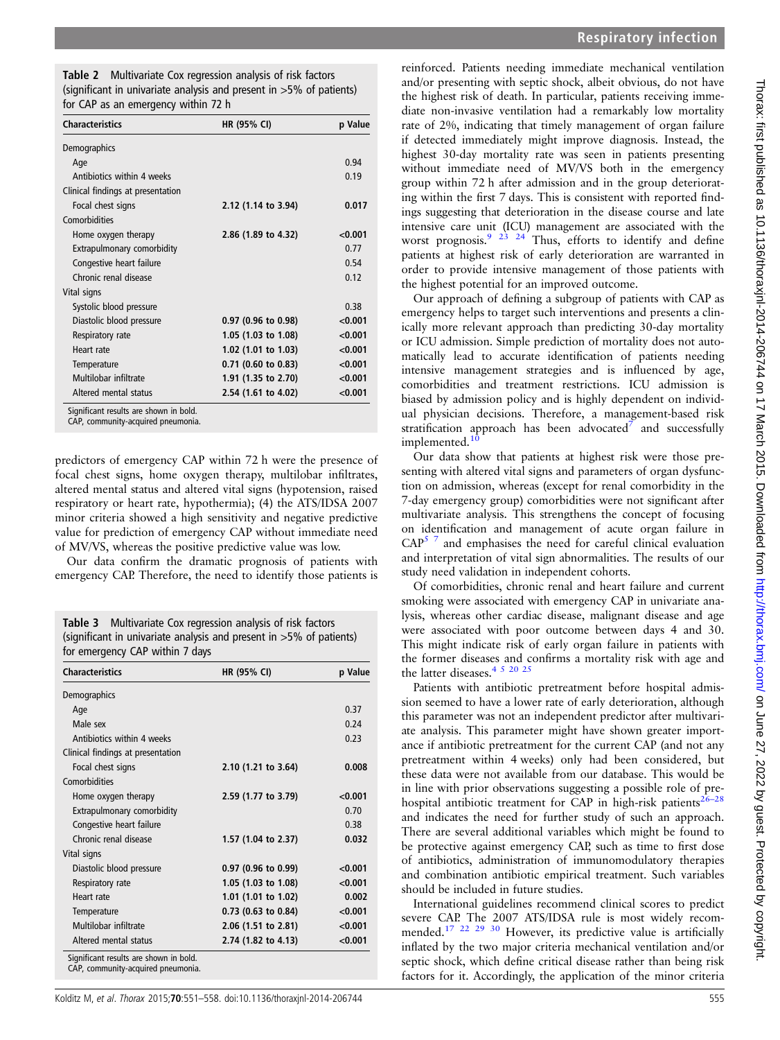**Table 2** Multivariate Cox regression analysis of risk factors (significant in univariate analysis and present in >5% of patients) for CAP as an emergency within 72 h

| Characteristics | HR (95% CI) | p Value |
|---|---|---|
| Demographics | | |
| Age | | 0.94 |
| Antibiotics within 4 weeks | | 0.19 |
| Clinical findings at presentation | | |
| Focal chest signs | **2.12 (1.14 to 3.94)** | **0.017** |
| Comorbidities | | |
| Home oxygen therapy | **2.86 (1.89 to 4.32)** | **<0.001** |
| Extrapulmonary comorbidity | | 0.77 |
| Congestive heart failure | | 0.54 |
| Chronic renal disease | | 0.12 |
| Vital signs | | |
| Systolic blood pressure | | 0.38 |
| Diastolic blood pressure | **0.97 (0.96 to 0.98)** | **<0.001** |
| Respiratory rate | **1.05 (1.03 to 1.08)** | **<0.001** |
| Heart rate | **1.02 (1.01 to 1.03)** | **<0.001** |
| Temperature | **0.71 (0.60 to 0.83)** | **<0.001** |
| Multilobar infiltrate | **1.91 (1.35 to 2.70)** | **<0.001** |
| Altered mental status | **2.54 (1.61 to 4.02)** | **<0.001** |

Significant results are shown in bold.
CAP, community-acquired pneumonia.

predictors of emergency CAP within 72 h were the presence of focal chest signs, home oxygen therapy, multilobar infiltrates, altered mental status and altered vital signs (hypotension, raised respiratory or heart rate, hypothermia); (4) the ATS/IDSA 2007 minor criteria showed a high sensitivity and negative predictive value for prediction of emergency CAP without immediate need of MV/VS, whereas the positive predictive value was low.

Our data confirm the dramatic prognosis of patients with emergency CAP. Therefore, the need to identify those patients is

**Table 3** Multivariate Cox regression analysis of risk factors (significant in univariate analysis and present in >5% of patients) for emergency CAP within 7 days

| Characteristics | HR (95% CI) | p Value |
|---|---|---|
| Demographics | | |
| Age | | 0.37 |
| Male sex | | 0.24 |
| Antibiotics within 4 weeks | | 0.23 |
| Clinical findings at presentation | | |
| Focal chest signs | **2.10 (1.21 to 3.64)** | **0.008** |
| Comorbidities | | |
| Home oxygen therapy | **2.59 (1.77 to 3.79)** | **<0.001** |
| Extrapulmonary comorbidity | | 0.70 |
| Congestive heart failure | | 0.38 |
| Chronic renal disease | **1.57 (1.04 to 2.37)** | **0.032** |
| Vital signs | | |
| Diastolic blood pressure | **0.97 (0.96 to 0.99)** | **<0.001** |
| Respiratory rate | **1.05 (1.03 to 1.08)** | **<0.001** |
| Heart rate | **1.01 (1.01 to 1.02)** | **0.002** |
| Temperature | **0.73 (0.63 to 0.84)** | **<0.001** |
| Multilobar infiltrate | **2.06 (1.51 to 2.81)** | **<0.001** |
| Altered mental status | **2.74 (1.82 to 4.13)** | **<0.001** |

Significant results are shown in bold.
CAP, community-acquired pneumonia.

reinforced. Patients needing immediate mechanical ventilation and/or presenting with septic shock, albeit obvious, do not have the highest risk of death. In particular, patients receiving immediate non-invasive ventilation had a remarkably low mortality rate of 2%, indicating that timely management of organ failure if detected immediately might improve diagnosis. Instead, the highest 30-day mortality rate was seen in patients presenting without immediate need of MV/VS both in the emergency group within 72 h after admission and in the group deteriorating within the first 7 days. This is consistent with reported findings suggesting that deterioration in the disease course and late intensive care unit (ICU) management are associated with the worst prognosis.[9 23 24] Thus, efforts to identify and define patients at highest risk of early deterioration are warranted in order to provide intensive management of those patients with the highest potential for an improved outcome.

Our approach of defining a subgroup of patients with CAP as emergency helps to target such interventions and presents a clinically more relevant approach than predicting 30-day mortality or ICU admission. Simple prediction of mortality does not automatically lead to accurate identification of patients needing intensive management strategies and is influenced by age, comorbidities and treatment restrictions. ICU admission is biased by admission policy and is highly dependent on individual physician decisions. Therefore, a management-based risk stratification approach has been advocated[7] and successfully implemented.[10]

Our data show that patients at highest risk were those presenting with altered vital signs and parameters of organ dysfunction on admission, whereas (except for renal comorbidity in the 7-day emergency group) comorbidities were not significant after multivariate analysis. This strengthens the concept of focusing on identification and management of acute organ failure in CAP[5 7] and emphasises the need for careful clinical evaluation and interpretation of vital sign abnormalities. The results of our study need validation in independent cohorts.

Of comorbidities, chronic renal and heart failure and current smoking were associated with emergency CAP in univariate analysis, whereas other cardiac disease, malignant disease and age were associated with poor outcome between days 4 and 30. This might indicate risk of early organ failure in patients with the former diseases and confirms a mortality risk with age and the latter diseases.[4 5 20 25]

Patients with antibiotic pretreatment before hospital admission seemed to have a lower rate of early deterioration, although this parameter was not an independent predictor after multivariate analysis. This parameter might have shown greater importance if antibiotic pretreatment for the current CAP (and not any pretreatment within 4 weeks) only had been considered, but these data were not available from our database. This would be in line with prior observations suggesting a possible role of prehospital antibiotic treatment for CAP in high-risk patients[26–28] and indicates the need for further study of such an approach. There are several additional variables which might be found to be protective against emergency CAP, such as time to first dose of antibiotics, administration of immunomodulatory therapies and combination antibiotic empirical treatment. Such variables should be included in future studies.

International guidelines recommend clinical scores to predict severe CAP. The 2007 ATS/IDSA rule is most widely recommended.[17 22 29 30] However, its predictive value is artificially inflated by the two major criteria mechanical ventilation and/or septic shock, which define critical disease rather than being risk factors for it. Accordingly, the application of the minor criteria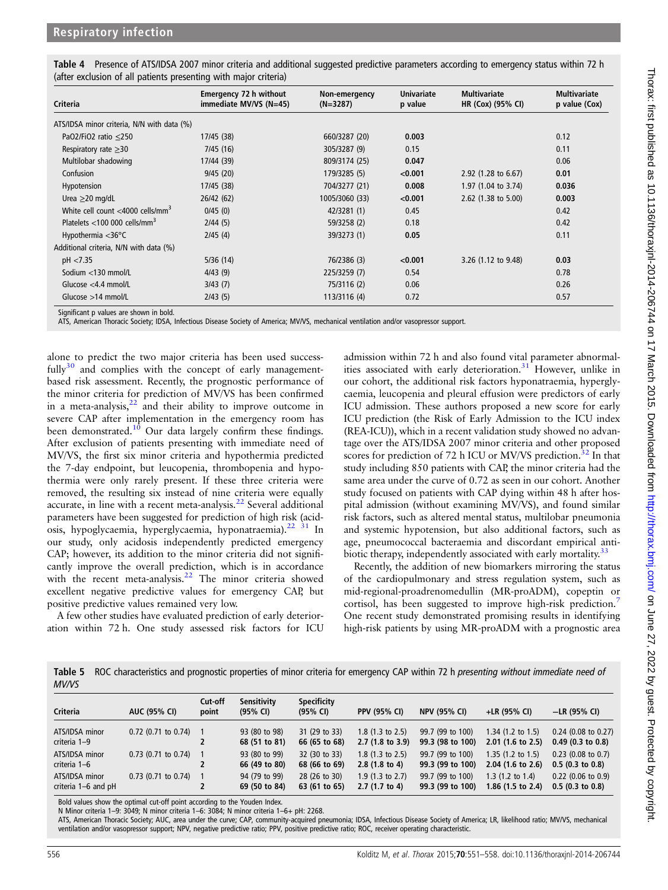**Table 4** Presence of ATS/IDSA 2007 minor criteria and additional suggested predictive parameters according to emergency status within 72 h (after exclusion of all patients presenting with major criteria)

| Criteria | Emergency 72 h without immediate MV/VS (N=45) | Non-emergency (N=3287) | Univariate p value | Multivariate HR (Cox) (95% CI) | Multivariate p value (Cox) |
|---|---|---|---|---|---|
| ATS/IDSA minor criteria, N/N with data (%) | | | | | |
| PaO2/FiO2 ratio ≤250 | 17/45 (38) | 660/3287 (20) | **0.003** | | 0.12 |
| Respiratory rate ≥30 | 7/45 (16) | 305/3287 (9) | 0.15 | | 0.11 |
| Multilobar shadowing | 17/44 (39) | 809/3174 (25) | **0.047** | | 0.06 |
| Confusion | 9/45 (20) | 179/3285 (5) | **<0.001** | 2.92 (1.28 to 6.67) | **0.01** |
| Hypotension | 17/45 (38) | 704/3277 (21) | **0.008** | 1.97 (1.04 to 3.74) | **0.036** |
| Urea ≥20 mg/dL | 26/42 (62) | 1005/3060 (33) | **<0.001** | 2.62 (1.38 to 5.00) | **0.003** |
| White cell count <4000 cells/mm³ | 0/45 (0) | 42/3281 (1) | 0.45 | | 0.42 |
| Platelets <100 000 cells/mm³ | 2/44 (5) | 59/3258 (2) | 0.18 | | 0.42 |
| Hypothermia <36°C | 2/45 (4) | 39/3273 (1) | **0.05** | | 0.11 |
| Additional criteria, N/N with data (%) | | | | | |
| pH <7.35 | 5/36 (14) | 76/2386 (3) | **<0.001** | 3.26 (1.12 to 9.48) | **0.03** |
| Sodium <130 mmol/L | 4/43 (9) | 225/3259 (7) | 0.54 | | 0.78 |
| Glucose <4.4 mmol/L | 3/43 (7) | 75/3116 (2) | 0.06 | | 0.26 |
| Glucose >14 mmol/L | 2/43 (5) | 113/3116 (4) | 0.72 | | 0.57 |

Significant p values are shown in bold.
ATS, American Thoracic Society; IDSA, Infectious Disease Society of America; MV/VS, mechanical ventilation and/or vasopressor support.

alone to predict the two major criteria has been used successfully[30] and complies with the concept of early management-based risk assessment. Recently, the prognostic performance of the minor criteria for prediction of MV/VS has been confirmed in a meta-analysis,[22] and their ability to improve outcome in severe CAP after implementation in the emergency room has been demonstrated.[10] Our data largely confirm these findings. After exclusion of patients presenting with immediate need of MV/VS, the first six minor criteria and hypothermia predicted the 7-day endpoint, but leucopenia, thrombopenia and hypothermia were only rarely present. If these three criteria were removed, the resulting six instead of nine criteria were equally accurate, in line with a recent meta-analysis.[22] Several additional parameters have been suggested for prediction of high risk (acidosis, hypoglycaemia, hyperglycaemia, hyponatraemia).[22 31] In our study, only acidosis independently predicted emergency CAP; however, its addition to the minor criteria did not significantly improve the overall prediction, which is in accordance with the recent meta-analysis.[22] The minor criteria showed excellent negative predictive values for emergency CAP, but positive predictive values remained very low.

A few other studies have evaluated prediction of early deterioration within 72 h. One study assessed risk factors for ICU admission within 72 h and also found vital parameter abnormalities associated with early deterioration.[31] However, unlike in our cohort, the additional risk factors hyponatraemia, hyperglycaemia, leucopenia and pleural effusion were predictors of early ICU admission. These authors proposed a new score for early ICU prediction (the Risk of Early Admission to the ICU index (REA-ICU)), which in a recent validation study showed no advantage over the ATS/IDSA 2007 minor criteria and other proposed scores for prediction of 72 h ICU or MV/VS prediction.[32] In that study including 850 patients with CAP, the minor criteria had the same area under the curve of 0.72 as seen in our cohort. Another study focused on patients with CAP dying within 48 h after hospital admission (without examining MV/VS), and found similar risk factors, such as altered mental status, multilobar pneumonia and systemic hypotension, but also additional factors, such as age, pneumococcal bacteraemia and discordant empirical antibiotic therapy, independently associated with early mortality.[33]

Recently, the addition of new biomarkers mirroring the status of the cardiopulmonary and stress regulation system, such as mid-regional-proadrenomedullin (MR-proADM), copeptin or cortisol, has been suggested to improve high-risk prediction.[7] One recent study demonstrated promising results in identifying high-risk patients by using MR-proADM with a prognostic area

**Table 5** ROC characteristics and prognostic properties of minor criteria for emergency CAP within 72 h *presenting without immediate need of MV/VS*

| Criteria | AUC (95% CI) | Cut-off point | Sensitivity (95% CI) | Specificity (95% CI) | PPV (95% CI) | NPV (95% CI) | +LR (95% CI) | −LR (95% CI) |
|---|---|---|---|---|---|---|---|---|
| ATS/IDSA minor criteria 1–9 | 0.72 (0.71 to 0.74) | 1 | 93 (80 to 98) | 31 (29 to 33) | 1.8 (1.3 to 2.5) | 99.7 (99 to 100) | 1.34 (1.2 to 1.5) | 0.24 (0.08 to 0.27) |
| | | **2** | **68 (51 to 81)** | **66 (65 to 68)** | **2.7 (1.8 to 3.9)** | **99.3 (98 to 100)** | **2.01 (1.6 to 2.5)** | **0.49 (0.3 to 0.8)** |
| ATS/IDSA minor criteria 1–6 | 0.73 (0.71 to 0.74) | 1 | 93 (80 to 99) | 32 (30 to 33) | 1.8 (1.3 to 2.5) | 99.7 (99 to 100) | 1.35 (1.2 to 1.5) | 0.23 (0.08 to 0.7) |
| | | **2** | **66 (49 to 80)** | **68 (66 to 69)** | **2.8 (1.8 to 4)** | **99.3 (99 to 100)** | **2.04 (1.6 to 2.6)** | **0.5 (0.3 to 0.8)** |
| ATS/IDSA minor criteria 1–6 and pH | 0.73 (0.71 to 0.74) | 1 | 94 (79 to 99) | 28 (26 to 30) | 1.9 (1.3 to 2.7) | 99.7 (99 to 100) | 1.3 (1.2 to 1.4) | 0.22 (0.06 to 0.9) |
| | | **2** | **69 (50 to 84)** | **63 (61 to 65)** | **2.7 (1.7 to 4)** | **99.3 (99 to 100)** | **1.86 (1.5 to 2.4)** | **0.5 (0.3 to 0.8)** |

Bold values show the optimal cut-off point according to the Youden Index.
N Minor criteria 1–9: 3049; N minor criteria 1–6: 3084; N minor criteria 1–6+ pH: 2268.
ATS, American Thoracic Society; AUC, area under the curve; CAP, community-acquired pneumonia; IDSA, Infectious Disease Society of America; LR, likelihood ratio; MV/VS, mechanical ventilation and/or vasopressor support; NPV, negative predictive ratio; PPV, positive predictive ratio; ROC, receiver operating characteristic.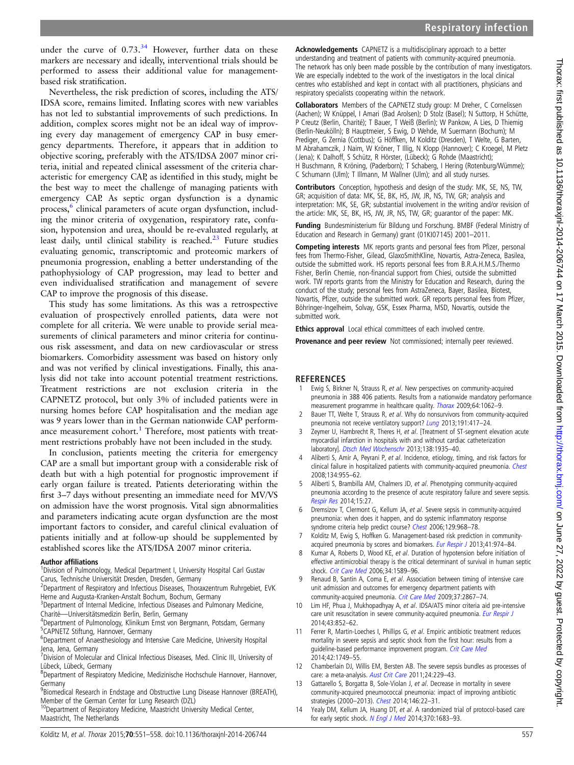under the curve of 0.73.[34] However, further data on these markers are necessary and ideally, interventional trials should be performed to assess their additional value for management-based risk stratification.

Nevertheless, the risk prediction of scores, including the ATS/IDSA score, remains limited. Inflating scores with new variables has not led to substantial improvements of such predictions. In addition, complex scores might not be an ideal way of improving every day management of emergency CAP in busy emergency departments. Therefore, it appears that in addition to objective scoring, preferably with the ATS/IDSA 2007 minor criteria, initial and repeated clinical assessment of the criteria characteristic for emergency CAP, as identified in this study, might be the best way to meet the challenge of managing patients with emergency CAP. As septic organ dysfunction is a dynamic process,[6] clinical parameters of acute organ dysfunction, including the minor criteria of oxygenation, respiratory rate, confusion, hypotension and urea, should be re-evaluated regularly, at least daily, until clinical stability is reached.[23] Future studies evaluating genomic, transcriptomic and proteomic markers of pneumonia progression, enabling a better understanding of the pathophysiology of CAP progression, may lead to better and even individualised stratification and management of severe CAP to improve the prognosis of this disease.

This study has some limitations. As this was a retrospective evaluation of prospectively enrolled patients, data were not complete for all criteria. We were unable to provide serial measurements of clinical parameters and minor criteria for continuous risk assessment, and data on new cardiovascular or stress biomarkers. Comorbidity assessment was based on history only and was not verified by clinical investigations. Finally, this analysis did not take into account potential treatment restrictions. Treatment restrictions are not exclusion criteria in the CAPNETZ protocol, but only 3% of included patients were in nursing homes before CAP hospitalisation and the median age was 9 years lower than in the German nationwide CAP performance measurement cohort.[1] Therefore, most patients with treatment restrictions probably have not been included in the study.

In conclusion, patients meeting the criteria for emergency CAP are a small but important group with a considerable risk of death but with a high potential for prognostic improvement if early organ failure is treated. Patients deteriorating within the first 3–7 days without presenting an immediate need for MV/VS on admission have the worst prognosis. Vital sign abnormalities and parameters indicating acute organ dysfunction are the most important factors to consider, and careful clinical evaluation of patients initially and at follow-up should be supplemented by established scores like the ATS/IDSA 2007 minor criteria.

**Author affiliations**

[1]Division of Pulmonology, Medical Department I, University Hospital Carl Gustav Carus, Technische Universität Dresden, Dresden, Germany
[2]Department of Respiratory and Infectious Diseases, Thoraxzentrum Ruhrgebiet, EVK Herne and Augusta-Kranken-Anstalt Bochum, Bochum, Germany
[3]Department of Internal Medicine, Infectious Diseases and Pulmonary Medicine, Charité—Universitätsmedizin Berlin, Berlin, Germany
[4]Department of Pulmonology, Klinikum Ernst von Bergmann, Potsdam, Germany
[5]CAPNETZ Stiftung, Hannover, Germany
[6]Department of Anaesthesiology and Intensive Care Medicine, University Hospital Jena, Jena, Germany
[7]Division of Molecular and Clinical Infectious Diseases, Med. Clinic III, University of Lübeck, Lübeck, Germany
[8]Department of Respiratory Medicine, Medizinische Hochschule Hannover, Hannover, Germany
[9]Biomedical Research in Endstage and Obstructive Lung Disease Hannover (BREATH), Member of the German Center for Lung Research (DZL)
[10]Department of Respiratory Medicine, Maastricht University Medical Center, Maastricht, The Netherlands

**Acknowledgements** CAPNETZ is a multidisciplinary approach to a better understanding and treatment of patients with community-acquired pneumonia. The network has only been made possible by the contribution of many investigators. We are especially indebted to the work of the investigators in the local clinical centres who established and kept in contact with all practitioners, physicians and respiratory specialists cooperating within the network.

**Collaborators** Members of the CAPNETZ study group: M Dreher, C Cornelissen (Aachen); W Knüppel, I Amari (Bad Arolsen); D Stolz (Basel); N Suttorp, H Schütte, P Creutz (Berlin, Charité); T Bauer, T Weiß (Berlin); W Pankow, A Lies, D Thiemig (Berlin-Neukölln); B Hauptmeier, S Ewig, D Wehde, M Suermann (Bochum); M Prediger, G Zernia (Cottbus); G Höffken, M Kolditz (Dresden), T Welte, G Barten, M Abrahamczik, J Naim, W Kröner, T Illig, N Klopp (Hannover); C Kroegel, M Pletz (Jena); K Dalhoff, S Schütz, R Hörster, (Lübeck); G Rohde (Maastricht); H Buschmann, R Kröning, (Paderborn); T Schaberg, I Hering (Rotenburg/Wümme); C Schumann (Ulm); T Illmann, M Wallner (Ulm); and all study nurses.

**Contributors** Conception, hypothesis and design of the study: MK, SE, NS, TW, GR; acquisition of data: MK, SE, BK, HS, JW, JR, NS, TW, GR; analysis and interpretation: MK, SE, GR; substantial involvement in the writing and/or revision of the article: MK, SE, BK, HS, JW, JR, NS, TW, GR; guarantor of the paper: MK.

**Funding** Bundesministerium für Bildung und Forschung. BMBF (Federal Ministry of Education and Research in Germany) grant (01KI07145) 2001–2011.

**Competing interests** MK reports grants and personal fees from Pfizer, personal fees from Thermo-Fisher, Gilead, GlaxoSmithKline, Novartis, Astra-Zeneca, Basilea, outside the submitted work. HS reports personal fees from B.R.A.H.M.S./Thermo Fisher, Berlin Chemie, non-financial support from Chiesi, outside the submitted work. TW reports grants from the Ministry for Education and Research, during the conduct of the study; personal fees from AstraZeneca, Bayer, Basilea, Biotest, Novartis, Pfizer, outside the submitted work. GR reports personal fees from Pfizer, Böhringer-Ingelheim, Solvay, GSK, Essex Pharma, MSD, Novartis, outside the submitted work.

**Ethics approval** Local ethical committees of each involved centre.

**Provenance and peer review** Not commissioned; internally peer reviewed.

## REFERENCES

1. Ewig S, Birkner N, Strauss R, *et al*. New perspectives on community-acquired pneumonia in 388 406 patients. Results from a nationwide mandatory performance measurement programme in healthcare quality. *Thorax* 2009;64:1062–9.
2. Bauer TT, Welte T, Strauss R, *et al*. Why do nonsurvivors from community-acquired pneumonia not receive ventilatory support? *Lung* 2013;191:417–24.
3. Zeymer U, Hambrecht R, Theres H, *et al*. [Treatment of ST-segment elevation acute myocardial infarction in hospitals with and without cardiac catheterization laboratory]. *Dtsch Med Wochenschr* 2013;138:1935–40.
4. Aliberti S, Amir A, Peyrani P, *et al*. Incidence, etiology, timing, and risk factors for clinical failure in hospitalized patients with community-acquired pneumonia. *Chest* 2008;134:955–62.
5. Aliberti S, Brambilla AM, Chalmers JD, *et al*. Phenotyping community-acquired pneumonia according to the presence of acute respiratory failure and severe sepsis. *Respir Res* 2014;15:27.
6. Dremsizov T, Clermont G, Kellum JA, *et al*. Severe sepsis in community-acquired pneumonia: when does it happen, and do systemic inflammatory response syndrome criteria help predict course? *Chest* 2006;129:968–78.
7. Kolditz M, Ewig S, Hoffken G. Management-based risk prediction in community-acquired pneumonia by scores and biomarkers. *Eur Respir J* 2013;41:974–84.
8. Kumar A, Roberts D, Wood KE, *et al*. Duration of hypotension before initiation of effective antimicrobial therapy is the critical determinant of survival in human septic shock. *Crit Care Med* 2006;34:1589–96.
9. Renaud B, Santin A, Coma E, *et al*. Association between timing of intensive care unit admission and outcomes for emergency department patients with community-acquired pneumonia. *Crit Care Med* 2009;37:2867–74.
10. Lim HF, Phua J, Mukhopadhyay A, *et al*. IDSA/ATS minor criteria aid pre-intensive care unit resuscitation in severe community-acquired pneumonia. *Eur Respir J* 2014;43:852–62.
11. Ferrer R, Martin-Loeches I, Phillips G, *et al*. Empiric antibiotic treatment reduces mortality in severe sepsis and septic shock from the first hour: results from a guideline-based performance improvement program. *Crit Care Med* 2014;42:1749–55.
12. Chamberlain DJ, Willis EM, Bersten AB. The severe sepsis bundles as processes of care: a meta-analysis. *Aust Crit Care* 2011;24:229–43.
13. Gattarello S, Borgatta B, Sole-Violan J, *et al*. Decrease in mortality in severe community-acquired pneumococcal pneumonia: impact of improving antibiotic strategies (2000–2013). *Chest* 2014;146:22–31.
14. Yealy DM, Kellum JA, Huang DT, *et al*. A randomized trial of protocol-based care for early septic shock. *N Engl J Med* 2014;370:1683–93.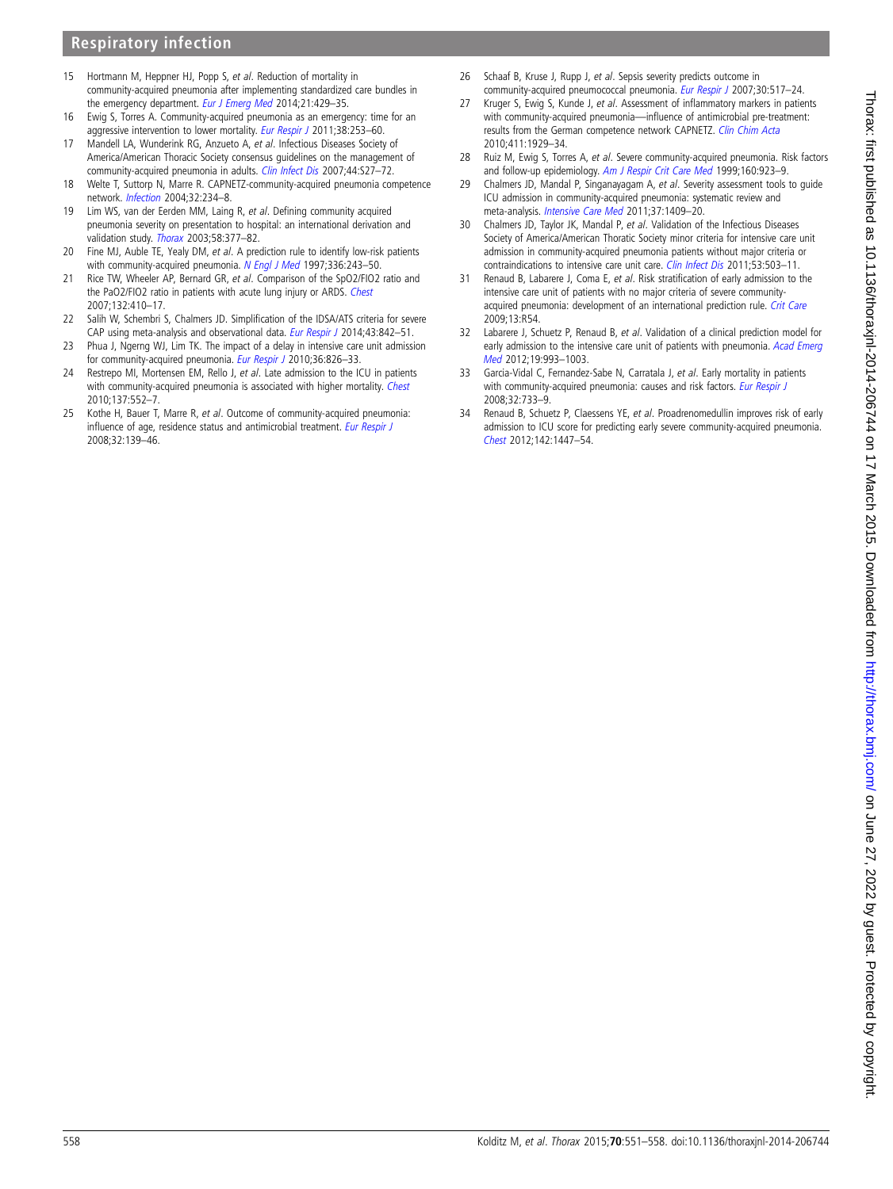15 Hortmann M, Heppner HJ, Popp S, *et al*. Reduction of mortality in community-acquired pneumonia after implementing standardized care bundles in the emergency department. *Eur J Emerg Med* 2014;21:429–35.

16 Ewig S, Torres A. Community-acquired pneumonia as an emergency: time for an aggressive intervention to lower mortality. *Eur Respir J* 2011;38:253–60.

17 Mandell LA, Wunderink RG, Anzueto A, *et al*. Infectious Diseases Society of America/American Thoracic Society consensus guidelines on the management of community-acquired pneumonia in adults. *Clin Infect Dis* 2007;44:S27–72.

18 Welte T, Suttorp N, Marre R. CAPNETZ-community-acquired pneumonia competence network. *Infection* 2004;32:234–8.

19 Lim WS, van der Eerden MM, Laing R, *et al*. Defining community acquired pneumonia severity on presentation to hospital: an international derivation and validation study. *Thorax* 2003;58:377–82.

20 Fine MJ, Auble TE, Yealy DM, *et al*. A prediction rule to identify low-risk patients with community-acquired pneumonia. *N Engl J Med* 1997;336:243–50.

21 Rice TW, Wheeler AP, Bernard GR, *et al*. Comparison of the SpO2/FIO2 ratio and the PaO2/FIO2 ratio in patients with acute lung injury or ARDS. *Chest* 2007;132:410–17.

22 Salih W, Schembri S, Chalmers JD. Simplification of the IDSA/ATS criteria for severe CAP using meta-analysis and observational data. *Eur Respir J* 2014;43:842–51.

23 Phua J, Ngerng WJ, Lim TK. The impact of a delay in intensive care unit admission for community-acquired pneumonia. *Eur Respir J* 2010;36:826–33.

24 Restrepo MI, Mortensen EM, Rello J, *et al*. Late admission to the ICU in patients with community-acquired pneumonia is associated with higher mortality. *Chest* 2010;137:552–7.

25 Kothe H, Bauer T, Marre R, *et al*. Outcome of community-acquired pneumonia: influence of age, residence status and antimicrobial treatment. *Eur Respir J* 2008;32:139–46.

26 Schaaf B, Kruse J, Rupp J, *et al*. Sepsis severity predicts outcome in community-acquired pneumococcal pneumonia. *Eur Respir J* 2007;30:517–24.

27 Kruger S, Ewig S, Kunde J, *et al*. Assessment of inflammatory markers in patients with community-acquired pneumonia—influence of antimicrobial pre-treatment: results from the German competence network CAPNETZ. *Clin Chim Acta* 2010;411:1929–34.

28 Ruiz M, Ewig S, Torres A, *et al*. Severe community-acquired pneumonia. Risk factors and follow-up epidemiology. *Am J Respir Crit Care Med* 1999;160:923–9.

29 Chalmers JD, Mandal P, Singanayagam A, *et al*. Severity assessment tools to guide ICU admission in community-acquired pneumonia: systematic review and meta-analysis. *Intensive Care Med* 2011;37:1409–20.

30 Chalmers JD, Taylor JK, Mandal P, *et al*. Validation of the Infectious Diseases Society of America/American Thoratic Society minor criteria for intensive care unit admission in community-acquired pneumonia patients without major criteria or contraindications to intensive care unit care. *Clin Infect Dis* 2011;53:503–11.

31 Renaud B, Labarere J, Coma E, *et al*. Risk stratification of early admission to the intensive care unit of patients with no major criteria of severe community-acquired pneumonia: development of an international prediction rule. *Crit Care* 2009;13:R54.

32 Labarere J, Schuetz P, Renaud B, *et al*. Validation of a clinical prediction model for early admission to the intensive care unit of patients with pneumonia. *Acad Emerg Med* 2012;19:993–1003.

33 Garcia-Vidal C, Fernandez-Sabe N, Carratala J, *et al*. Early mortality in patients with community-acquired pneumonia: causes and risk factors. *Eur Respir J* 2008;32:733–9.

34 Renaud B, Schuetz P, Claessens YE, *et al*. Proadrenomedullin improves risk of early admission to ICU score for predicting early severe community-acquired pneumonia. *Chest* 2012;142:1447–54.